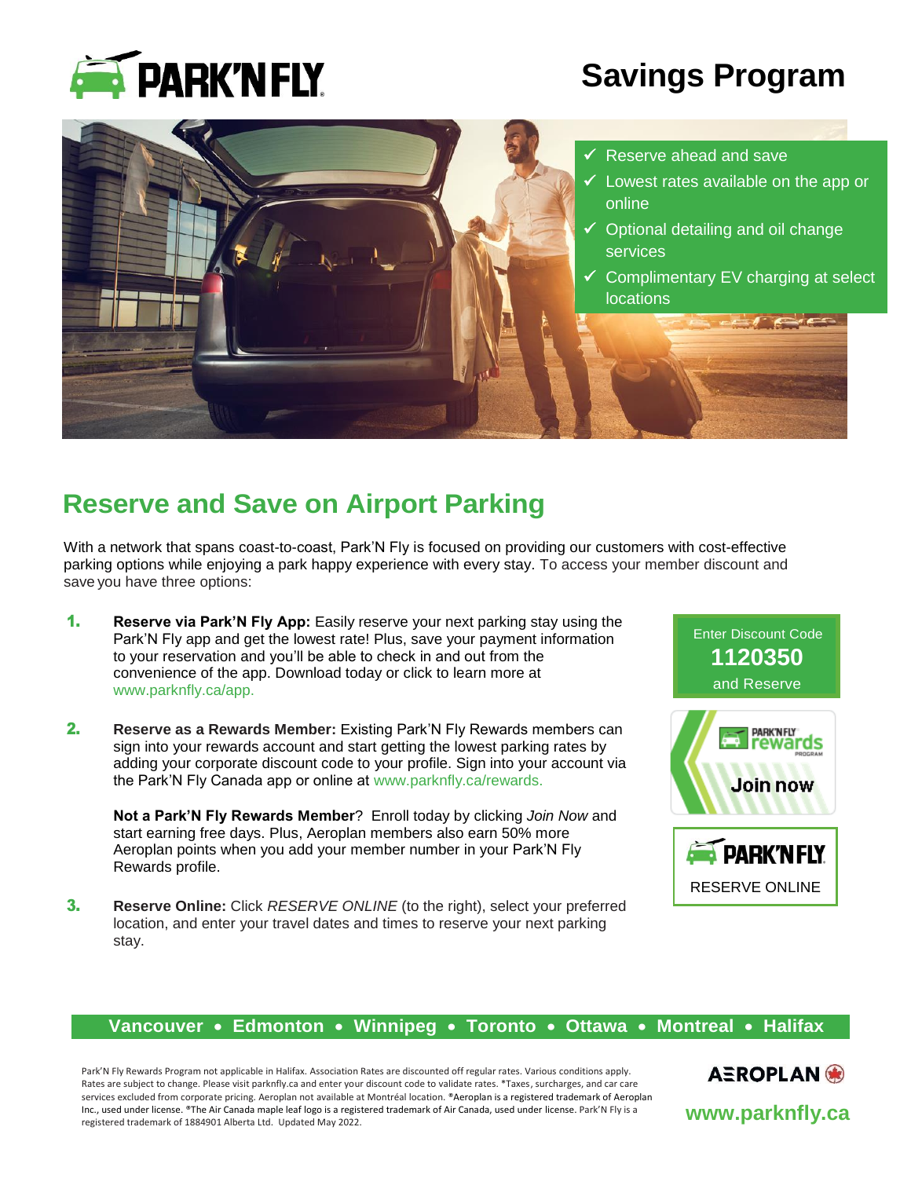PARK'N FLY

# Savings Program

- ✓ Reserve ahead and save
- ✓ Lowest rates available on the app or online
- ✓ Optional detailing and oil change services
- ✓ Complimentary EV charging at select locations

## Reserve and Save on Airport Parking

With a network that spans coast-to-coast, Park'N Fly is focused on providing our customers with cost-effective parking options while enjoying a park happy experience with every stay. To access your member discount and save you have three options:

1. **Reserve via Park'N Fly App:** Easily reserve your next parking stay using the Park'N Fly app and get the lowest rate! Plus, save your payment information to your reservation and you'll be able to check in and out from the convenience of the app. Download today or click to learn more at www.parknfly.ca/app.

2. **Reserve as a Rewards Member:** Existing Park'N Fly Rewards members can sign into your rewards account and start getting the lowest parking rates by adding your corporate discount code to your profile. Sign into your account via the Park'N Fly Canada app or online at www.parknfly.ca/rewards.

   **Not a Park'N Fly Rewards Member**? Enroll today by clicking *Join Now* and start earning free days. Plus, Aeroplan members also earn 50% more Aeroplan points when you add your member number in your Park'N Fly Rewards profile.

3. **Reserve Online:** Click *RESERVE ONLINE* (to the right), select your preferred location, and enter your travel dates and times to reserve your next parking stay.

Enter Discount Code
**1120350**
and Reserve

PARK'N FLY rewards PROGRAM
Join now

PARK'N FLY
RESERVE ONLINE

**Vancouver • Edmonton • Winnipeg • Toronto • Ottawa • Montreal • Halifax**

Park'N Fly Rewards Program not applicable in Halifax. Association Rates are discounted off regular rates. Various conditions apply. Rates are subject to change. Please visit parknfly.ca and enter your discount code to validate rates. *Taxes, surcharges, and car care services excluded from corporate pricing. Aeroplan not available at Montréal location. ®Aeroplan is a registered trademark of Aeroplan Inc., used under license. ®The Air Canada maple leaf logo is a registered trademark of Air Canada, used under license. Park'N Fly is a registered trademark of 1884901 Alberta Ltd. Updated May 2022.

AEROPLAN

www.parknfly.ca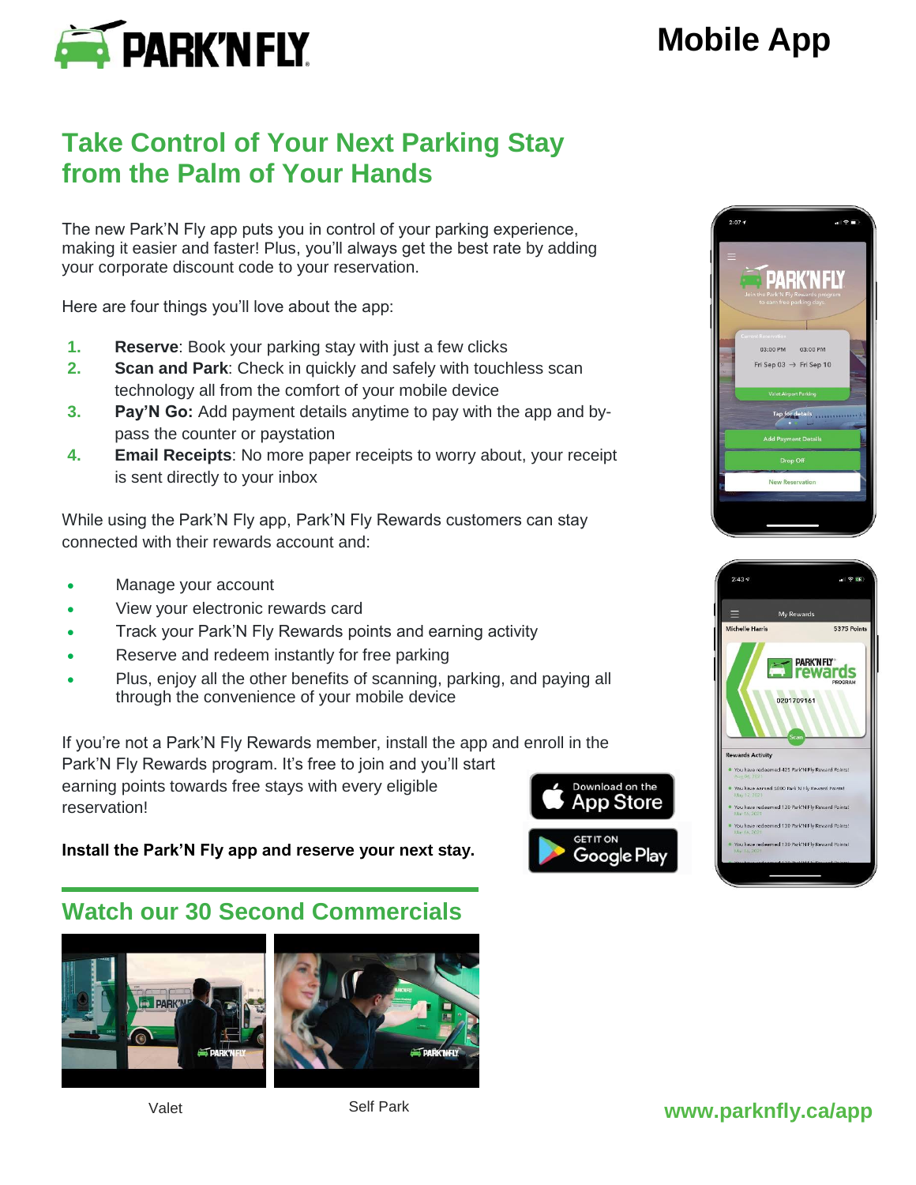# Mobile App

## Take Control of Your Next Parking Stay from the Palm of Your Hands

The new Park'N Fly app puts you in control of your parking experience, making it easier and faster! Plus, you'll always get the best rate by adding your corporate discount code to your reservation.

Here are four things you'll love about the app:

1. **Reserve**: Book your parking stay with just a few clicks
2. **Scan and Park**: Check in quickly and safely with touchless scan technology all from the comfort of your mobile device
3. **Pay'N Go:** Add payment details anytime to pay with the app and by-pass the counter or paystation
4. **Email Receipts**: No more paper receipts to worry about, your receipt is sent directly to your inbox

While using the Park'N Fly app, Park'N Fly Rewards customers can stay connected with their rewards account and:

- Manage your account
- View your electronic rewards card
- Track your Park'N Fly Rewards points and earning activity
- Reserve and redeem instantly for free parking
- Plus, enjoy all the other benefits of scanning, parking, and paying all through the convenience of your mobile device

If you're not a Park'N Fly Rewards member, install the app and enroll in the Park'N Fly Rewards program. It's free to join and you'll start earning points towards free stays with every eligible reservation!

**Install the Park'N Fly app and reserve your next stay.**

## Watch our 30 Second Commercials

Valet

Self Park

www.parknfly.ca/app